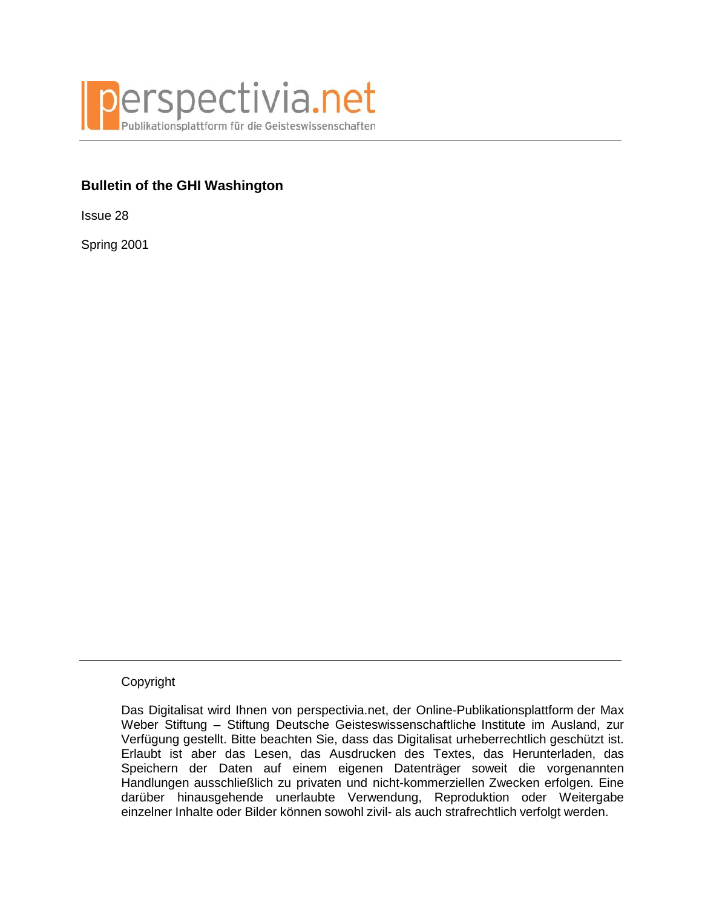perspectivia.net
Publikationsplattform für die Geisteswissenschaften

**Bulletin of the GHI Washington**

Issue 28

Spring 2001

Copyright

Das Digitalisat wird Ihnen von perspectivia.net, der Online-Publikationsplattform der Max Weber Stiftung – Stiftung Deutsche Geisteswissenschaftliche Institute im Ausland, zur Verfügung gestellt. Bitte beachten Sie, dass das Digitalisat urheberrechtlich geschützt ist. Erlaubt ist aber das Lesen, das Ausdrucken des Textes, das Herunterladen, das Speichern der Daten auf einem eigenen Datenträger soweit die vorgenannten Handlungen ausschließlich zu privaten und nicht-kommerziellen Zwecken erfolgen. Eine darüber hinausgehende unerlaubte Verwendung, Reproduktion oder Weitergabe einzelner Inhalte oder Bilder können sowohl zivil- als auch strafrechtlich verfolgt werden.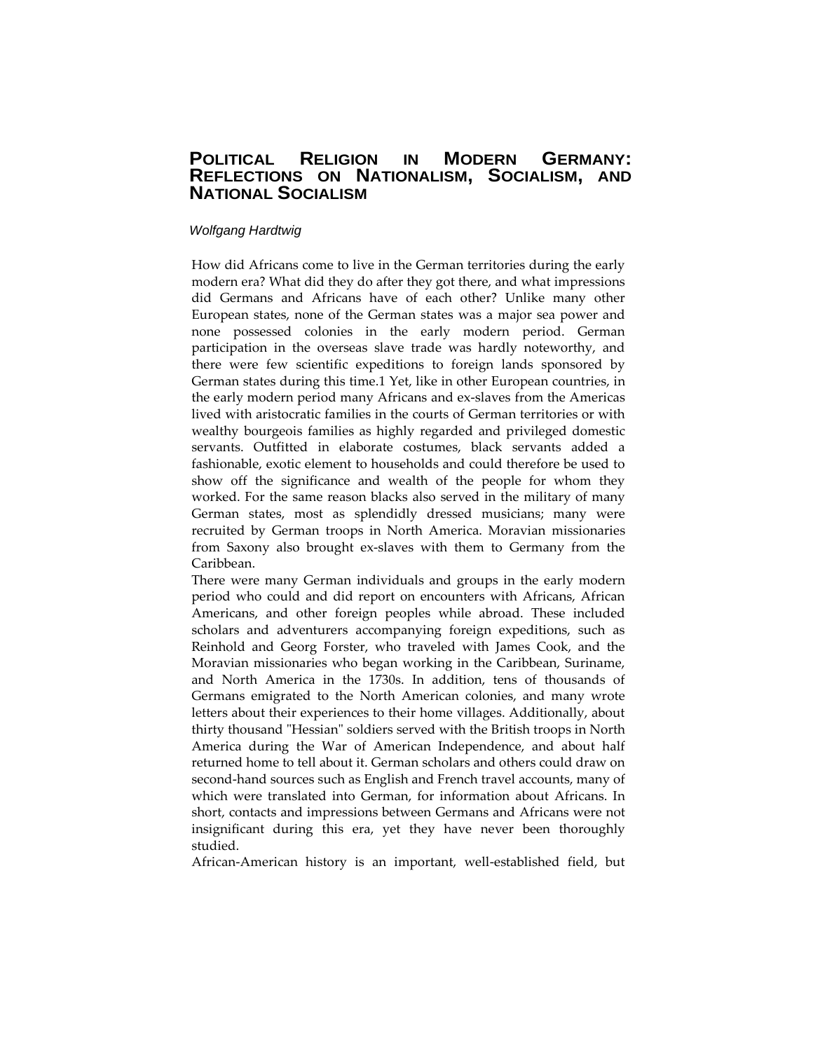# POLITICAL RELIGION IN MODERN GERMANY: REFLECTIONS ON NATIONALISM, SOCIALISM, AND NATIONAL SOCIALISM

*Wolfgang Hardtwig*

How did Africans come to live in the German territories during the early modern era? What did they do after they got there, and what impressions did Germans and Africans have of each other? Unlike many other European states, none of the German states was a major sea power and none possessed colonies in the early modern period. German participation in the overseas slave trade was hardly noteworthy, and there were few scientific expeditions to foreign lands sponsored by German states during this time.1 Yet, like in other European countries, in the early modern period many Africans and ex-slaves from the Americas lived with aristocratic families in the courts of German territories or with wealthy bourgeois families as highly regarded and privileged domestic servants. Outfitted in elaborate costumes, black servants added a fashionable, exotic element to households and could therefore be used to show off the significance and wealth of the people for whom they worked. For the same reason blacks also served in the military of many German states, most as splendidly dressed musicians; many were recruited by German troops in North America. Moravian missionaries from Saxony also brought ex-slaves with them to Germany from the Caribbean.

There were many German individuals and groups in the early modern period who could and did report on encounters with Africans, African Americans, and other foreign peoples while abroad. These included scholars and adventurers accompanying foreign expeditions, such as Reinhold and Georg Forster, who traveled with James Cook, and the Moravian missionaries who began working in the Caribbean, Suriname, and North America in the 1730s. In addition, tens of thousands of Germans emigrated to the North American colonies, and many wrote letters about their experiences to their home villages. Additionally, about thirty thousand "Hessian" soldiers served with the British troops in North America during the War of American Independence, and about half returned home to tell about it. German scholars and others could draw on second-hand sources such as English and French travel accounts, many of which were translated into German, for information about Africans. In short, contacts and impressions between Germans and Africans were not insignificant during this era, yet they have never been thoroughly studied.

African-American history is an important, well-established field, but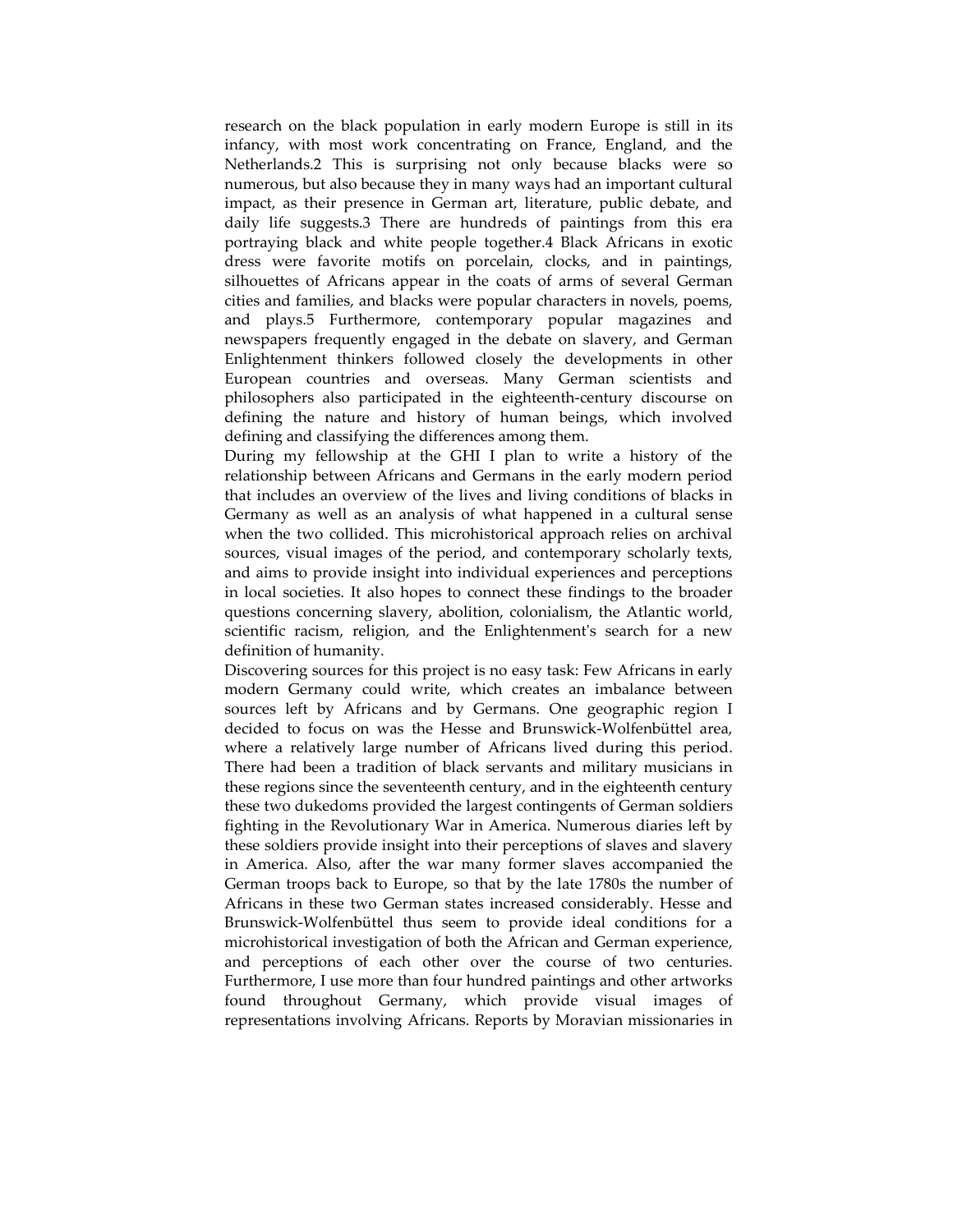research on the black population in early modern Europe is still in its infancy, with most work concentrating on France, England, and the Netherlands.[2] This is surprising not only because blacks were so numerous, but also because they in many ways had an important cultural impact, as their presence in German art, literature, public debate, and daily life suggests.[3] There are hundreds of paintings from this era portraying black and white people together.[4] Black Africans in exotic dress were favorite motifs on porcelain, clocks, and in paintings, silhouettes of Africans appear in the coats of arms of several German cities and families, and blacks were popular characters in novels, poems, and plays.[5] Furthermore, contemporary popular magazines and newspapers frequently engaged in the debate on slavery, and German Enlightenment thinkers followed closely the developments in other European countries and overseas. Many German scientists and philosophers also participated in the eighteenth-century discourse on defining the nature and history of human beings, which involved defining and classifying the differences among them.

During my fellowship at the GHI I plan to write a history of the relationship between Africans and Germans in the early modern period that includes an overview of the lives and living conditions of blacks in Germany as well as an analysis of what happened in a cultural sense when the two collided. This microhistorical approach relies on archival sources, visual images of the period, and contemporary scholarly texts, and aims to provide insight into individual experiences and perceptions in local societies. It also hopes to connect these findings to the broader questions concerning slavery, abolition, colonialism, the Atlantic world, scientific racism, religion, and the Enlightenment's search for a new definition of humanity.

Discovering sources for this project is no easy task: Few Africans in early modern Germany could write, which creates an imbalance between sources left by Africans and by Germans. One geographic region I decided to focus on was the Hesse and Brunswick-Wolfenbüttel area, where a relatively large number of Africans lived during this period. There had been a tradition of black servants and military musicians in these regions since the seventeenth century, and in the eighteenth century these two dukedoms provided the largest contingents of German soldiers fighting in the Revolutionary War in America. Numerous diaries left by these soldiers provide insight into their perceptions of slaves and slavery in America. Also, after the war many former slaves accompanied the German troops back to Europe, so that by the late 1780s the number of Africans in these two German states increased considerably. Hesse and Brunswick-Wolfenbüttel thus seem to provide ideal conditions for a microhistorical investigation of both the African and German experience, and perceptions of each other over the course of two centuries. Furthermore, I use more than four hundred paintings and other artworks found throughout Germany, which provide visual images of representations involving Africans. Reports by Moravian missionaries in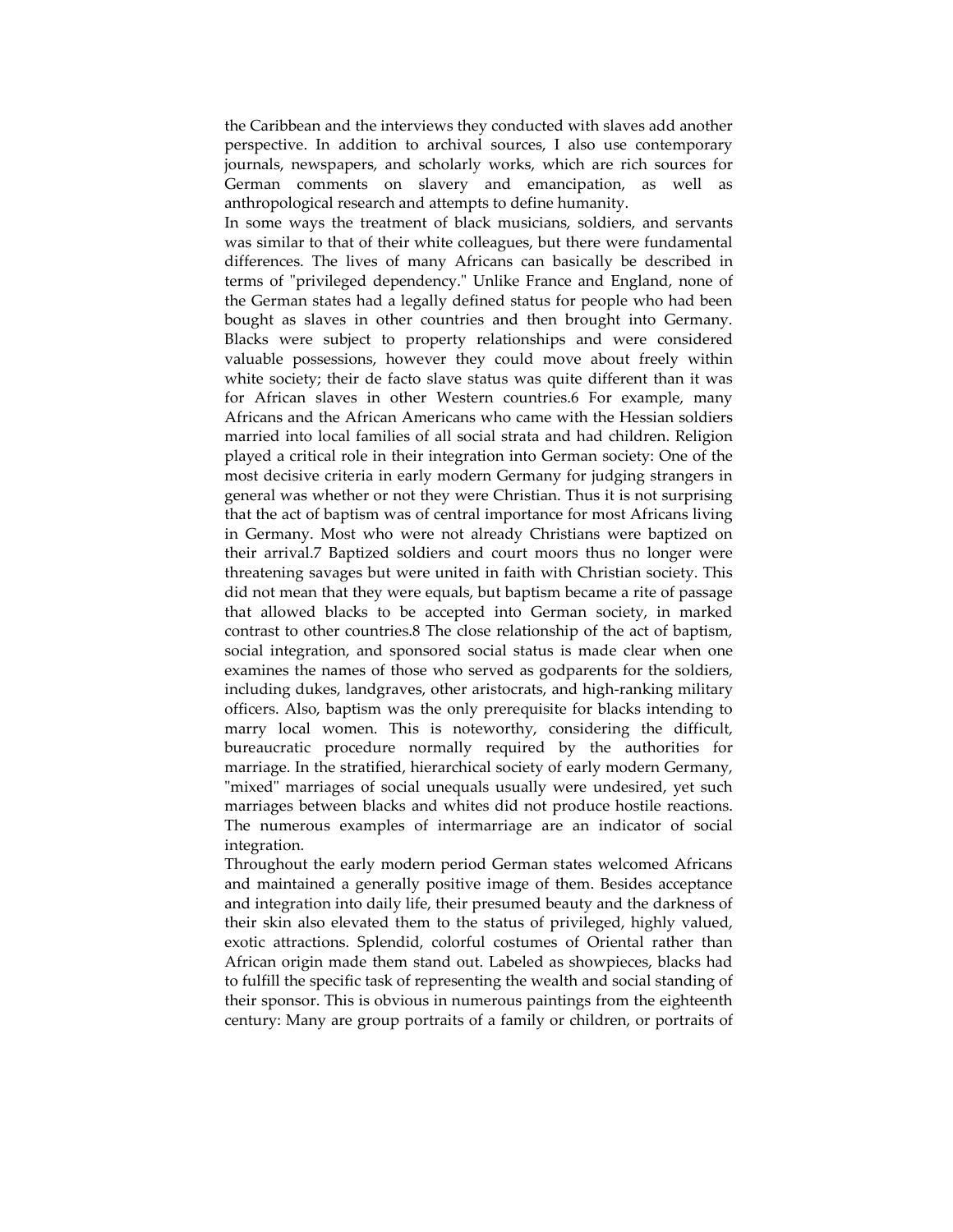the Caribbean and the interviews they conducted with slaves add another perspective. In addition to archival sources, I also use contemporary journals, newspapers, and scholarly works, which are rich sources for German comments on slavery and emancipation, as well as anthropological research and attempts to define humanity.

In some ways the treatment of black musicians, soldiers, and servants was similar to that of their white colleagues, but there were fundamental differences. The lives of many Africans can basically be described in terms of "privileged dependency." Unlike France and England, none of the German states had a legally defined status for people who had been bought as slaves in other countries and then brought into Germany. Blacks were subject to property relationships and were considered valuable possessions, however they could move about freely within white society; their de facto slave status was quite different than it was for African slaves in other Western countries.6 For example, many Africans and the African Americans who came with the Hessian soldiers married into local families of all social strata and had children. Religion played a critical role in their integration into German society: One of the most decisive criteria in early modern Germany for judging strangers in general was whether or not they were Christian. Thus it is not surprising that the act of baptism was of central importance for most Africans living in Germany. Most who were not already Christians were baptized on their arrival.7 Baptized soldiers and court moors thus no longer were threatening savages but were united in faith with Christian society. This did not mean that they were equals, but baptism became a rite of passage that allowed blacks to be accepted into German society, in marked contrast to other countries.8 The close relationship of the act of baptism, social integration, and sponsored social status is made clear when one examines the names of those who served as godparents for the soldiers, including dukes, landgraves, other aristocrats, and high-ranking military officers. Also, baptism was the only prerequisite for blacks intending to marry local women. This is noteworthy, considering the difficult, bureaucratic procedure normally required by the authorities for marriage. In the stratified, hierarchical society of early modern Germany, "mixed" marriages of social unequals usually were undesired, yet such marriages between blacks and whites did not produce hostile reactions. The numerous examples of intermarriage are an indicator of social integration.

Throughout the early modern period German states welcomed Africans and maintained a generally positive image of them. Besides acceptance and integration into daily life, their presumed beauty and the darkness of their skin also elevated them to the status of privileged, highly valued, exotic attractions. Splendid, colorful costumes of Oriental rather than African origin made them stand out. Labeled as showpieces, blacks had to fulfill the specific task of representing the wealth and social standing of their sponsor. This is obvious in numerous paintings from the eighteenth century: Many are group portraits of a family or children, or portraits of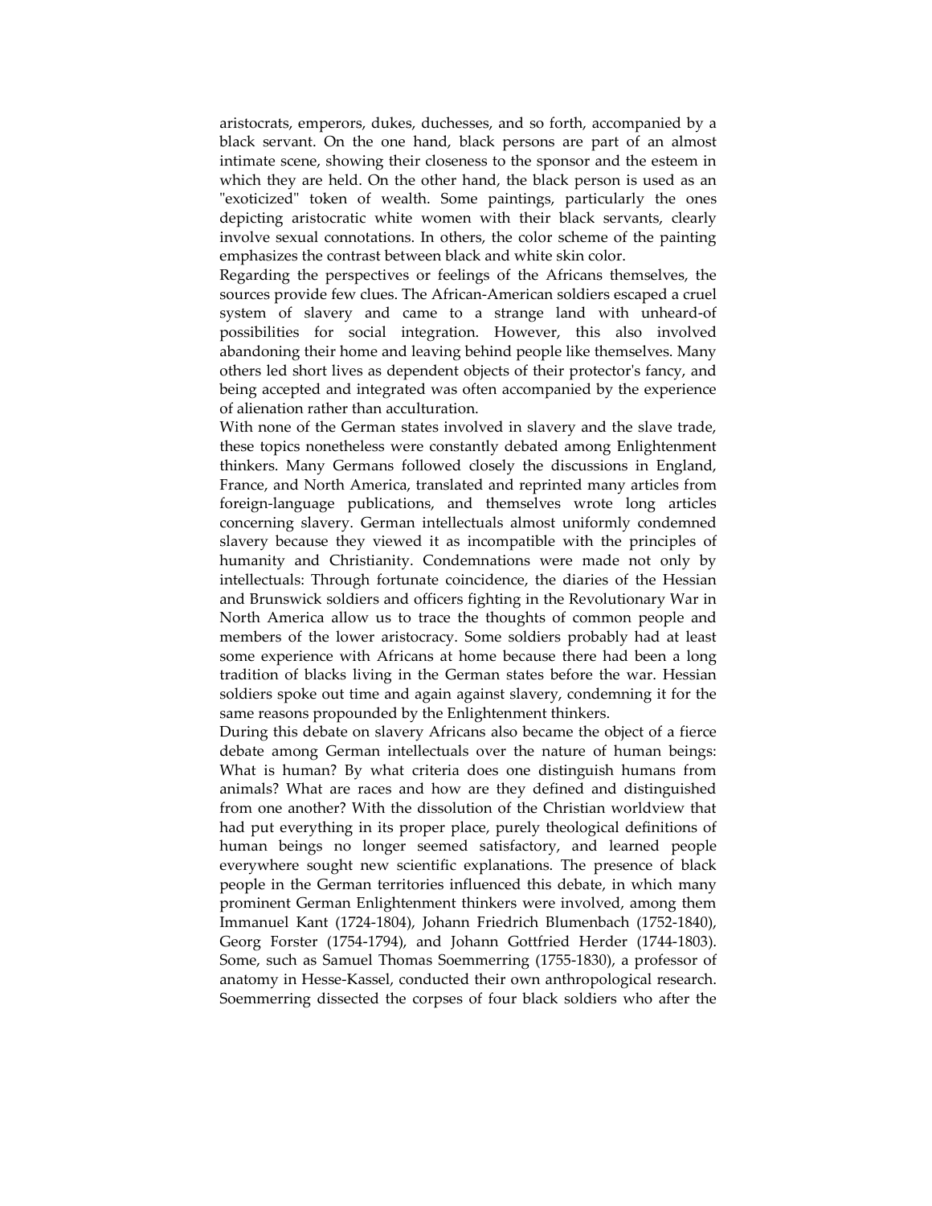aristocrats, emperors, dukes, duchesses, and so forth, accompanied by a black servant. On the one hand, black persons are part of an almost intimate scene, showing their closeness to the sponsor and the esteem in which they are held. On the other hand, the black person is used as an "exoticized" token of wealth. Some paintings, particularly the ones depicting aristocratic white women with their black servants, clearly involve sexual connotations. In others, the color scheme of the painting emphasizes the contrast between black and white skin color.

Regarding the perspectives or feelings of the Africans themselves, the sources provide few clues. The African-American soldiers escaped a cruel system of slavery and came to a strange land with unheard-of possibilities for social integration. However, this also involved abandoning their home and leaving behind people like themselves. Many others led short lives as dependent objects of their protector's fancy, and being accepted and integrated was often accompanied by the experience of alienation rather than acculturation.

With none of the German states involved in slavery and the slave trade, these topics nonetheless were constantly debated among Enlightenment thinkers. Many Germans followed closely the discussions in England, France, and North America, translated and reprinted many articles from foreign-language publications, and themselves wrote long articles concerning slavery. German intellectuals almost uniformly condemned slavery because they viewed it as incompatible with the principles of humanity and Christianity. Condemnations were made not only by intellectuals: Through fortunate coincidence, the diaries of the Hessian and Brunswick soldiers and officers fighting in the Revolutionary War in North America allow us to trace the thoughts of common people and members of the lower aristocracy. Some soldiers probably had at least some experience with Africans at home because there had been a long tradition of blacks living in the German states before the war. Hessian soldiers spoke out time and again against slavery, condemning it for the same reasons propounded by the Enlightenment thinkers.

During this debate on slavery Africans also became the object of a fierce debate among German intellectuals over the nature of human beings: What is human? By what criteria does one distinguish humans from animals? What are races and how are they defined and distinguished from one another? With the dissolution of the Christian worldview that had put everything in its proper place, purely theological definitions of human beings no longer seemed satisfactory, and learned people everywhere sought new scientific explanations. The presence of black people in the German territories influenced this debate, in which many prominent German Enlightenment thinkers were involved, among them Immanuel Kant (1724-1804), Johann Friedrich Blumenbach (1752-1840), Georg Forster (1754-1794), and Johann Gottfried Herder (1744-1803). Some, such as Samuel Thomas Soemmerring (1755-1830), a professor of anatomy in Hesse-Kassel, conducted their own anthropological research. Soemmerring dissected the corpses of four black soldiers who after the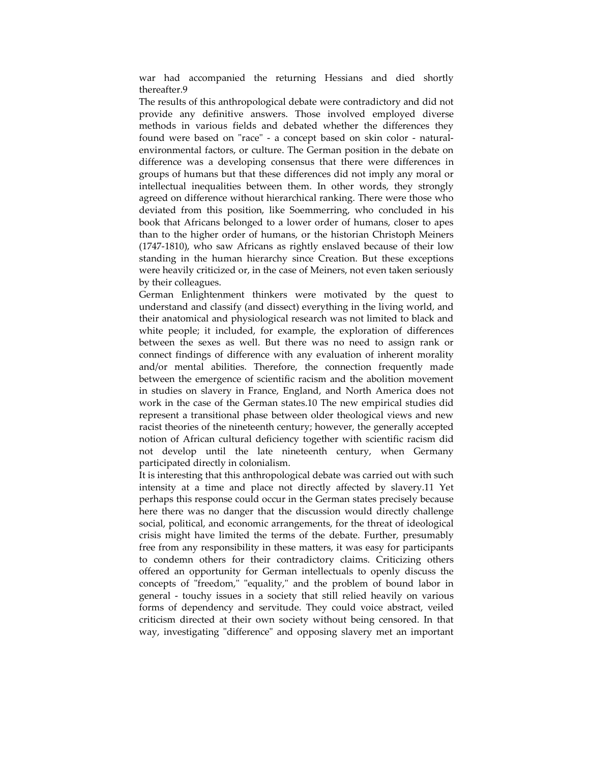war had accompanied the returning Hessians and died shortly thereafter.[9]

The results of this anthropological debate were contradictory and did not provide any definitive answers. Those involved employed diverse methods in various fields and debated whether the differences they found were based on "race" - a concept based on skin color - natural-environmental factors, or culture. The German position in the debate on difference was a developing consensus that there were differences in groups of humans but that these differences did not imply any moral or intellectual inequalities between them. In other words, they strongly agreed on difference without hierarchical ranking. There were those who deviated from this position, like Soemmerring, who concluded in his book that Africans belonged to a lower order of humans, closer to apes than to the higher order of humans, or the historian Christoph Meiners (1747-1810), who saw Africans as rightly enslaved because of their low standing in the human hierarchy since Creation. But these exceptions were heavily criticized or, in the case of Meiners, not even taken seriously by their colleagues.

German Enlightenment thinkers were motivated by the quest to understand and classify (and dissect) everything in the living world, and their anatomical and physiological research was not limited to black and white people; it included, for example, the exploration of differences between the sexes as well. But there was no need to assign rank or connect findings of difference with any evaluation of inherent morality and/or mental abilities. Therefore, the connection frequently made between the emergence of scientific racism and the abolition movement in studies on slavery in France, England, and North America does not work in the case of the German states.[10] The new empirical studies did represent a transitional phase between older theological views and new racist theories of the nineteenth century; however, the generally accepted notion of African cultural deficiency together with scientific racism did not develop until the late nineteenth century, when Germany participated directly in colonialism.

It is interesting that this anthropological debate was carried out with such intensity at a time and place not directly affected by slavery.[11] Yet perhaps this response could occur in the German states precisely because here there was no danger that the discussion would directly challenge social, political, and economic arrangements, for the threat of ideological crisis might have limited the terms of the debate. Further, presumably free from any responsibility in these matters, it was easy for participants to condemn others for their contradictory claims. Criticizing others offered an opportunity for German intellectuals to openly discuss the concepts of "freedom," "equality," and the problem of bound labor in general - touchy issues in a society that still relied heavily on various forms of dependency and servitude. They could voice abstract, veiled criticism directed at their own society without being censored. In that way, investigating "difference" and opposing slavery met an important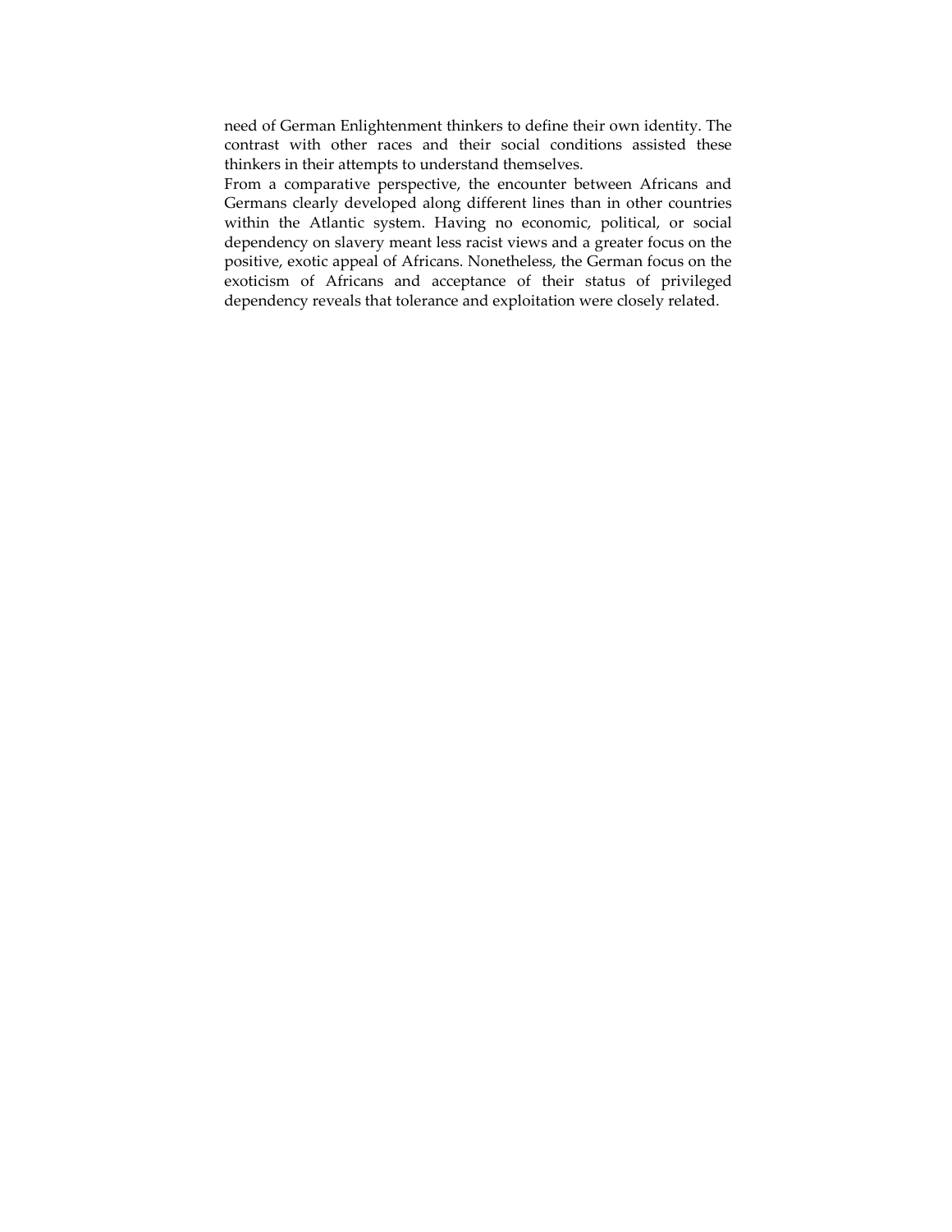need of German Enlightenment thinkers to define their own identity. The contrast with other races and their social conditions assisted these thinkers in their attempts to understand themselves.

From a comparative perspective, the encounter between Africans and Germans clearly developed along different lines than in other countries within the Atlantic system. Having no economic, political, or social dependency on slavery meant less racist views and a greater focus on the positive, exotic appeal of Africans. Nonetheless, the German focus on the exoticism of Africans and acceptance of their status of privileged dependency reveals that tolerance and exploitation were closely related.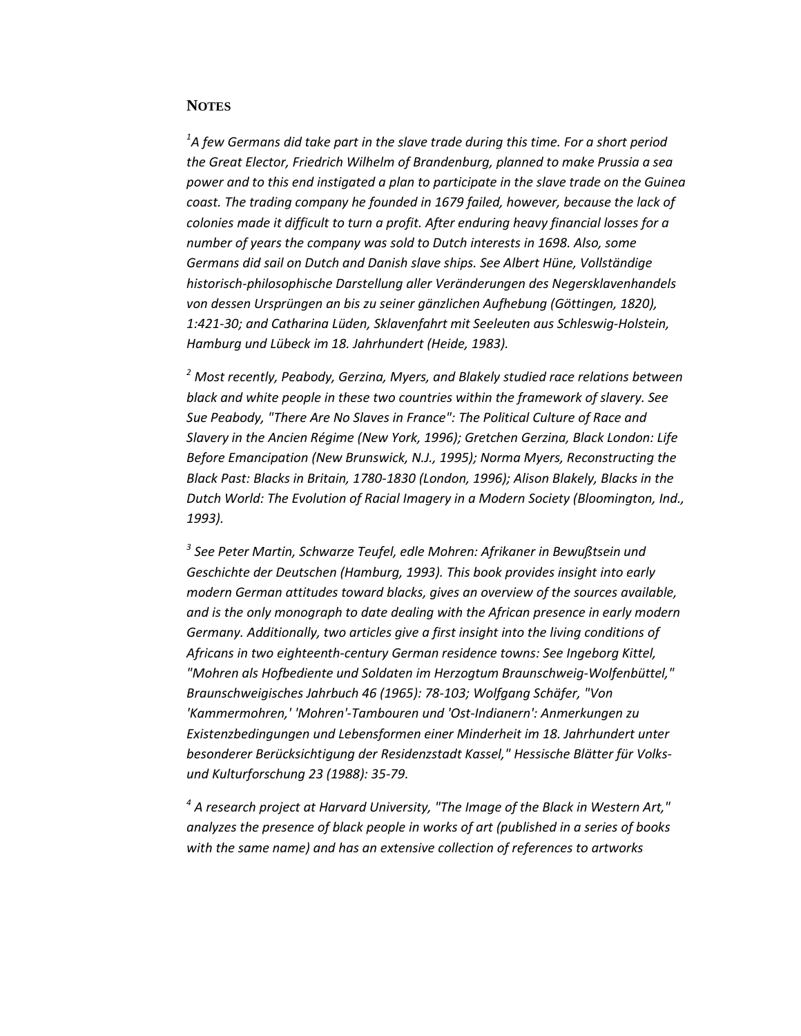## NOTES

*[1]A few Germans did take part in the slave trade during this time. For a short period the Great Elector, Friedrich Wilhelm of Brandenburg, planned to make Prussia a sea power and to this end instigated a plan to participate in the slave trade on the Guinea coast. The trading company he founded in 1679 failed, however, because the lack of colonies made it difficult to turn a profit. After enduring heavy financial losses for a number of years the company was sold to Dutch interests in 1698. Also, some Germans did sail on Dutch and Danish slave ships. See Albert Hüne, Vollständige historisch-philosophische Darstellung aller Veränderungen des Negersklavenhandels von dessen Ursprüngen an bis zu seiner gänzlichen Aufhebung (Göttingen, 1820), 1:421-30; and Catharina Lüden, Sklavenfahrt mit Seeleuten aus Schleswig-Holstein, Hamburg und Lübeck im 18. Jahrhundert (Heide, 1983).*

*[2] Most recently, Peabody, Gerzina, Myers, and Blakely studied race relations between black and white people in these two countries within the framework of slavery. See Sue Peabody, "There Are No Slaves in France": The Political Culture of Race and Slavery in the Ancien Régime (New York, 1996); Gretchen Gerzina, Black London: Life Before Emancipation (New Brunswick, N.J., 1995); Norma Myers, Reconstructing the Black Past: Blacks in Britain, 1780-1830 (London, 1996); Alison Blakely, Blacks in the Dutch World: The Evolution of Racial Imagery in a Modern Society (Bloomington, Ind., 1993).*

*[3] See Peter Martin, Schwarze Teufel, edle Mohren: Afrikaner in Bewußtsein und Geschichte der Deutschen (Hamburg, 1993). This book provides insight into early modern German attitudes toward blacks, gives an overview of the sources available, and is the only monograph to date dealing with the African presence in early modern Germany. Additionally, two articles give a first insight into the living conditions of Africans in two eighteenth-century German residence towns: See Ingeborg Kittel, "Mohren als Hofbediente und Soldaten im Herzogtum Braunschweig-Wolfenbüttel," Braunschweigisches Jahrbuch 46 (1965): 78-103; Wolfgang Schäfer, "Von 'Kammermohren,' 'Mohren'-Tambouren und 'Ost-Indianern': Anmerkungen zu Existenzbedingungen und Lebensformen einer Minderheit im 18. Jahrhundert unter besonderer Berücksichtigung der Residenzstadt Kassel," Hessische Blätter für Volks- und Kulturforschung 23 (1988): 35-79.*

*[4] A research project at Harvard University, "The Image of the Black in Western Art," analyzes the presence of black people in works of art (published in a series of books with the same name) and has an extensive collection of references to artworks*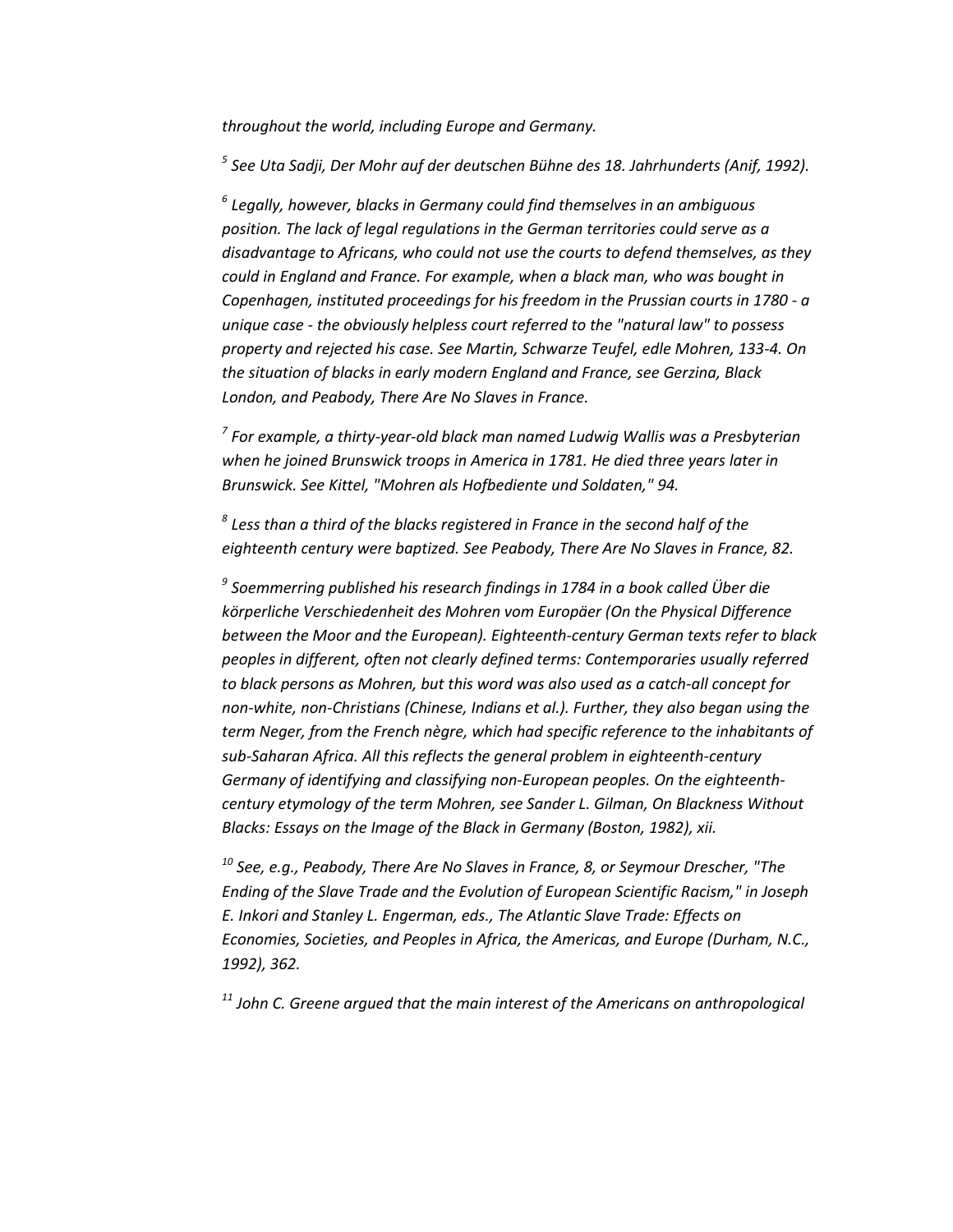*throughout the world, including Europe and Germany.*

*[5] See Uta Sadji, Der Mohr auf der deutschen Bühne des 18. Jahrhunderts (Anif, 1992).*

*[6] Legally, however, blacks in Germany could find themselves in an ambiguous position. The lack of legal regulations in the German territories could serve as a disadvantage to Africans, who could not use the courts to defend themselves, as they could in England and France. For example, when a black man, who was bought in Copenhagen, instituted proceedings for his freedom in the Prussian courts in 1780 - a unique case - the obviously helpless court referred to the "natural law" to possess property and rejected his case. See Martin, Schwarze Teufel, edle Mohren, 133-4. On the situation of blacks in early modern England and France, see Gerzina, Black London, and Peabody, There Are No Slaves in France.*

*[7] For example, a thirty-year-old black man named Ludwig Wallis was a Presbyterian when he joined Brunswick troops in America in 1781. He died three years later in Brunswick. See Kittel, "Mohren als Hofbediente und Soldaten," 94.*

*[8] Less than a third of the blacks registered in France in the second half of the eighteenth century were baptized. See Peabody, There Are No Slaves in France, 82.*

*[9] Soemmerring published his research findings in 1784 in a book called Über die körperliche Verschiedenheit des Mohren vom Europäer (On the Physical Difference between the Moor and the European). Eighteenth-century German texts refer to black peoples in different, often not clearly defined terms: Contemporaries usually referred to black persons as Mohren, but this word was also used as a catch-all concept for non-white, non-Christians (Chinese, Indians et al.). Further, they also began using the term Neger, from the French nègre, which had specific reference to the inhabitants of sub-Saharan Africa. All this reflects the general problem in eighteenth-century Germany of identifying and classifying non-European peoples. On the eighteenth-century etymology of the term Mohren, see Sander L. Gilman, On Blackness Without Blacks: Essays on the Image of the Black in Germany (Boston, 1982), xii.*

*[10] See, e.g., Peabody, There Are No Slaves in France, 8, or Seymour Drescher, "The Ending of the Slave Trade and the Evolution of European Scientific Racism," in Joseph E. Inkori and Stanley L. Engerman, eds., The Atlantic Slave Trade: Effects on Economies, Societies, and Peoples in Africa, the Americas, and Europe (Durham, N.C., 1992), 362.*

*[11] John C. Greene argued that the main interest of the Americans on anthropological*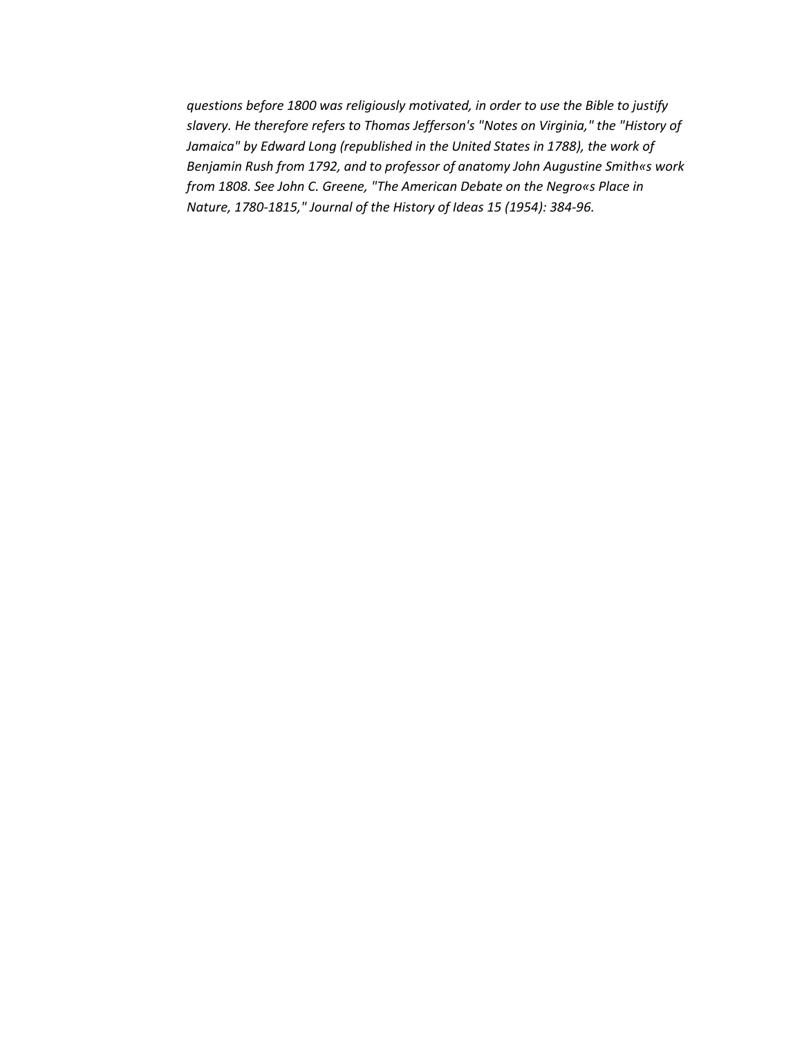*questions before 1800 was religiously motivated, in order to use the Bible to justify slavery. He therefore refers to Thomas Jefferson's "Notes on Virginia," the "History of Jamaica" by Edward Long (republished in the United States in 1788), the work of Benjamin Rush from 1792, and to professor of anatomy John Augustine Smith«s work from 1808. See John C. Greene, "The American Debate on the Negro«s Place in Nature, 1780-1815," Journal of the History of Ideas 15 (1954): 384-96.*